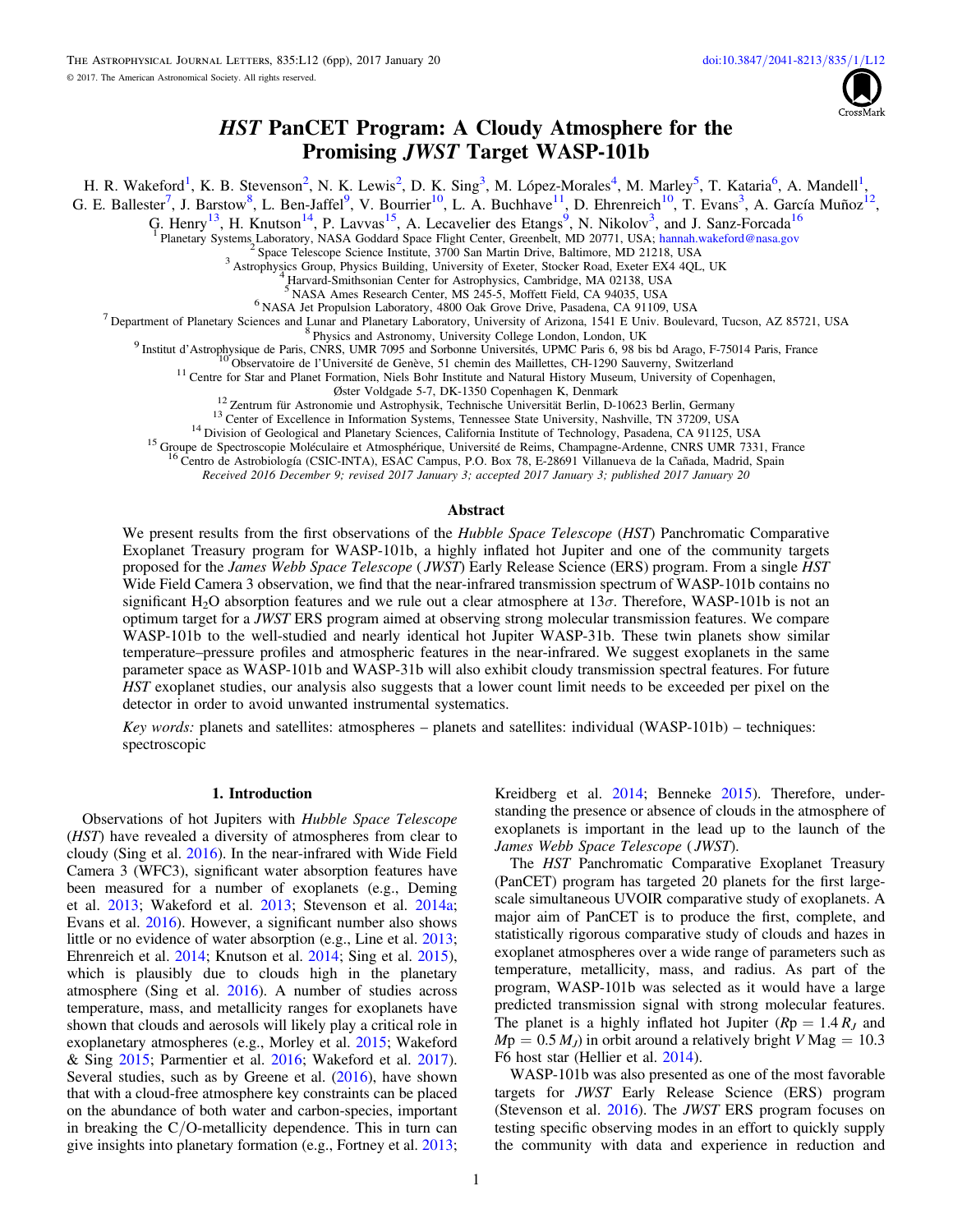# *HST* PanCET Program: A Cloudy Atmosphere for the Promising *JWST* Target WASP-101b

H. R. Wakeford[1], K. B. Stevenson[2], N. K. Lewis[2], D. K. Sing[3], M. López-Morales[4], M. Marley[5], T. Kataria[6], A. Mandell[1], G. E. Ballester[7], J. Barstow[8], L. Ben-Jaffel[9], V. Bourrier[10], L. A. Buchhave[11], D. Ehrenreich[10], T. Evans[3], A. García Muñoz[12], G. Henry[13], H. Knutson[14], P. Lavvas[15], A. Lecavelier des Etangs[9], N. Nikolov[3], and J. Sanz-Forcada[16]

[1] Planetary Systems Laboratory, NASA Goddard Space Flight Center, Greenbelt, MD 20771, USA; hannah.wakeford@nasa.gov
[2] Space Telescope Science Institute, 3700 San Martin Drive, Baltimore, MD 21218, USA
[3] Astrophysics Group, Physics Building, University of Exeter, Stocker Road, Exeter EX4 4QL, UK
[4] Harvard-Smithsonian Center for Astrophysics, Cambridge, MA 02138, USA
[5] NASA Ames Research Center, MS 245-5, Moffett Field, CA 94035, USA
[6] NASA Jet Propulsion Laboratory, 4800 Oak Grove Drive, Pasadena, CA 91109, USA
[7] Department of Planetary Sciences and Lunar and Planetary Laboratory, University of Arizona, 1541 E Univ. Boulevard, Tucson, AZ 85721, USA
[8] Physics and Astronomy, University College London, London, UK
[9] Institut d'Astrophysique de Paris, CNRS, UMR 7095 and Sorbonne Universités, UPMC Paris 6, 98 bis bd Arago, F-75014 Paris, France
[10] Observatoire de l'Université de Genève, 51 chemin des Maillettes, CH-1290 Sauverny, Switzerland
[11] Centre for Star and Planet Formation, Niels Bohr Institute and Natural History Museum, University of Copenhagen, Øster Voldgade 5-7, DK-1350 Copenhagen K, Denmark
[12] Zentrum für Astronomie und Astrophysik, Technische Universität Berlin, D-10623 Berlin, Germany
[13] Center of Excellence in Information Systems, Tennessee State University, Nashville, TN 37209, USA
[14] Division of Geological and Planetary Sciences, California Institute of Technology, Pasadena, CA 91125, USA
[15] Groupe de Spectroscopie Moléculaire et Atmosphérique, Université de Reims, Champagne-Ardenne, CNRS UMR 7331, France
[16] Centro de Astrobiología (CSIC-INTA), ESAC Campus, P.O. Box 78, E-28691 Villanueva de la Cañada, Madrid, Spain

*Received 2016 December 9; revised 2017 January 3; accepted 2017 January 3; published 2017 January 20*

## Abstract

We present results from the first observations of the *Hubble Space Telescope* (*HST*) Panchromatic Comparative Exoplanet Treasury program for WASP-101b, a highly inflated hot Jupiter and one of the community targets proposed for the *James Webb Space Telescope* (*JWST*) Early Release Science (ERS) program. From a single *HST* Wide Field Camera 3 observation, we find that the near-infrared transmission spectrum of WASP-101b contains no significant $H_2O$ absorption features and we rule out a clear atmosphere at $13\sigma$. Therefore, WASP-101b is not an optimum target for a *JWST* ERS program aimed at observing strong molecular transmission features. We compare WASP-101b to the well-studied and nearly identical hot Jupiter WASP-31b. These twin planets show similar temperature–pressure profiles and atmospheric features in the near-infrared. We suggest exoplanets in the same parameter space as WASP-101b and WASP-31b will also exhibit cloudy transmission spectral features. For future *HST* exoplanet studies, our analysis also suggests that a lower count limit needs to be exceeded per pixel on the detector in order to avoid unwanted instrumental systematics.

*Key words:* planets and satellites: atmospheres – planets and satellites: individual (WASP-101b) – techniques: spectroscopic

## 1. Introduction

Observations of hot Jupiters with *Hubble Space Telescope* (*HST*) have revealed a diversity of atmospheres from clear to cloudy (Sing et al. 2016). In the near-infrared with Wide Field Camera 3 (WFC3), significant water absorption features have been measured for a number of exoplanets (e.g., Deming et al. 2013; Wakeford et al. 2013; Stevenson et al. 2014a; Evans et al. 2016). However, a significant number also shows little or no evidence of water absorption (e.g., Line et al. 2013; Ehrenreich et al. 2014; Knutson et al. 2014; Sing et al. 2015), which is plausibly due to clouds high in the planetary atmosphere (Sing et al. 2016). A number of studies across temperature, mass, and metallicity ranges for exoplanets have shown that clouds and aerosols will likely play a critical role in exoplanetary atmospheres (e.g., Morley et al. 2015; Wakeford & Sing 2015; Parmentier et al. 2016; Wakeford et al. 2017). Several studies, such as by Greene et al. (2016), have shown that with a cloud-free atmosphere key constraints can be placed on the abundance of both water and carbon-species, important in breaking the C/O-metallicity dependence. This in turn can give insights into planetary formation (e.g., Fortney et al. 2013; Kreidberg et al. 2014; Benneke 2015). Therefore, understanding the presence or absence of clouds in the atmosphere of exoplanets is important in the lead up to the launch of the *James Webb Space Telescope* (*JWST*).

The *HST* Panchromatic Comparative Exoplanet Treasury (PanCET) program has targeted 20 planets for the first large-scale simultaneous UVOIR comparative study of exoplanets. A major aim of PanCET is to produce the first, complete, and statistically rigorous comparative study of clouds and hazes in exoplanet atmospheres over a wide range of parameters such as temperature, metallicity, mass, and radius. As part of the program, WASP-101b was selected as it would have a large predicted transmission signal with strong molecular features. The planet is a highly inflated hot Jupiter ($Rp = 1.4\,R_J$ and $Mp = 0.5\,M_J$) in orbit around a relatively bright $V$ Mag = 10.3 F6 host star (Hellier et al. 2014).

WASP-101b was also presented as one of the most favorable targets for *JWST* Early Release Science (ERS) program (Stevenson et al. 2016). The *JWST* ERS program focuses on testing specific observing modes in an effort to quickly supply the community with data and experience in reduction and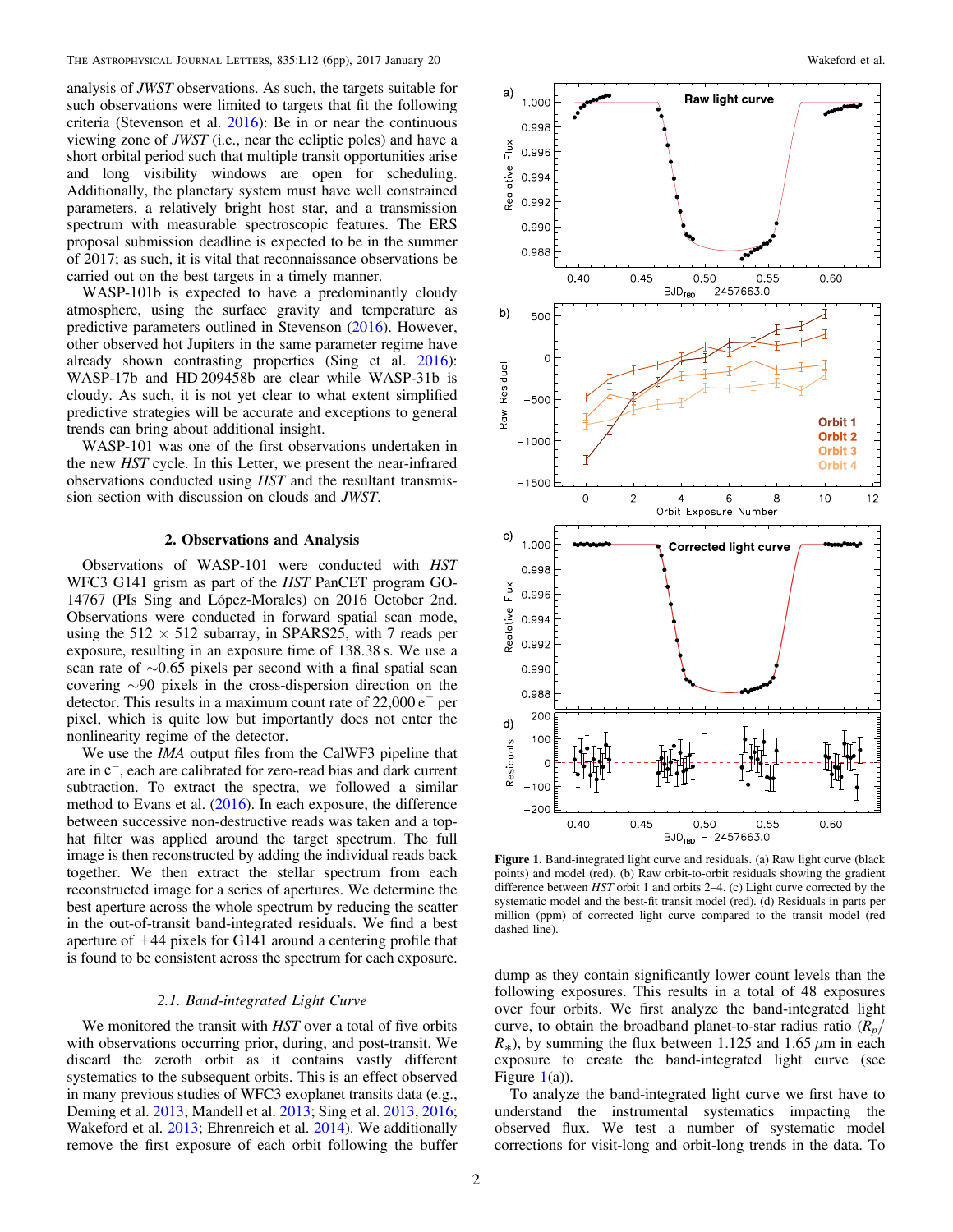analysis of *JWST* observations. As such, the targets suitable for such observations were limited to targets that fit the following criteria (Stevenson et al. 2016): Be in or near the continuous viewing zone of *JWST* (i.e., near the ecliptic poles) and have a short orbital period such that multiple transit opportunities arise and long visibility windows are open for scheduling. Additionally, the planetary system must have well constrained parameters, a relatively bright host star, and a transmission spectrum with measurable spectroscopic features. The ERS proposal submission deadline is expected to be in the summer of 2017; as such, it is vital that reconnaissance observations be carried out on the best targets in a timely manner.

WASP-101b is expected to have a predominantly cloudy atmosphere, using the surface gravity and temperature as predictive parameters outlined in Stevenson (2016). However, other observed hot Jupiters in the same parameter regime have already shown contrasting properties (Sing et al. 2016): WASP-17b and HD 209458b are clear while WASP-31b is cloudy. As such, it is not yet clear to what extent simplified predictive strategies will be accurate and exceptions to general trends can bring about additional insight.

WASP-101 was one of the first observations undertaken in the new *HST* cycle. In this Letter, we present the near-infrared observations conducted using *HST* and the resultant transmission section with discussion on clouds and *JWST*.

## 2. Observations and Analysis

Observations of WASP-101 were conducted with *HST* WFC3 G141 grism as part of the *HST* PanCET program GO-14767 (PIs Sing and López-Morales) on 2016 October 2nd. Observations were conducted in forward spatial scan mode, using the $512 \times 512$ subarray, in SPARS25, with 7 reads per exposure, resulting in an exposure time of 138.38 s. We use a scan rate of $\sim$0.65 pixels per second with a final spatial scan covering $\sim$90 pixels in the cross-dispersion direction on the detector. This results in a maximum count rate of 22,000 $e^-$ per pixel, which is quite low but importantly does not enter the nonlinearity regime of the detector.

We use the *IMA* output files from the CalWF3 pipeline that are in $e^-$, each are calibrated for zero-read bias and dark current subtraction. To extract the spectra, we followed a similar method to Evans et al. (2016). In each exposure, the difference between successive non-destructive reads was taken and a top-hat filter was applied around the target spectrum. The full image is then reconstructed by adding the individual reads back together. We then extract the stellar spectrum from each reconstructed image for a series of apertures. We determine the best aperture across the whole spectrum by reducing the scatter in the out-of-transit band-integrated residuals. We find a best aperture of $\pm$44 pixels for G141 around a centering profile that is found to be consistent across the spectrum for each exposure.

### 2.1. Band-integrated Light Curve

We monitored the transit with *HST* over a total of five orbits with observations occurring prior, during, and post-transit. We discard the zeroth orbit as it contains vastly different systematics to the subsequent orbits. This is an effect observed in many previous studies of WFC3 exoplanet transits data (e.g., Deming et al. 2013; Mandell et al. 2013; Sing et al. 2013, 2016; Wakeford et al. 2013; Ehrenreich et al. 2014). We additionally remove the first exposure of each orbit following the buffer dump as they contain significantly lower count levels than the following exposures. This results in a total of 48 exposures over four orbits. We first analyze the band-integrated light curve, to obtain the broadband planet-to-star radius ratio ($R_p/R_*$), by summing the flux between 1.125 and 1.65 $\mu$m in each exposure to create the band-integrated light curve (see Figure 1(a)).

To analyze the band-integrated light curve we first have to understand the instrumental systematics impacting the observed flux. We test a number of systematic model corrections for visit-long and orbit-long trends in the data. To

**Figure 1.** Band-integrated light curve and residuals. (a) Raw light curve (black points) and model (red). (b) Raw orbit-to-orbit residuals showing the gradient difference between *HST* orbit 1 and orbits 2–4. (c) Light curve corrected by the systematic model and the best-fit transit model (red). (d) Residuals in parts per million (ppm) of corrected light curve compared to the transit model (red dashed line).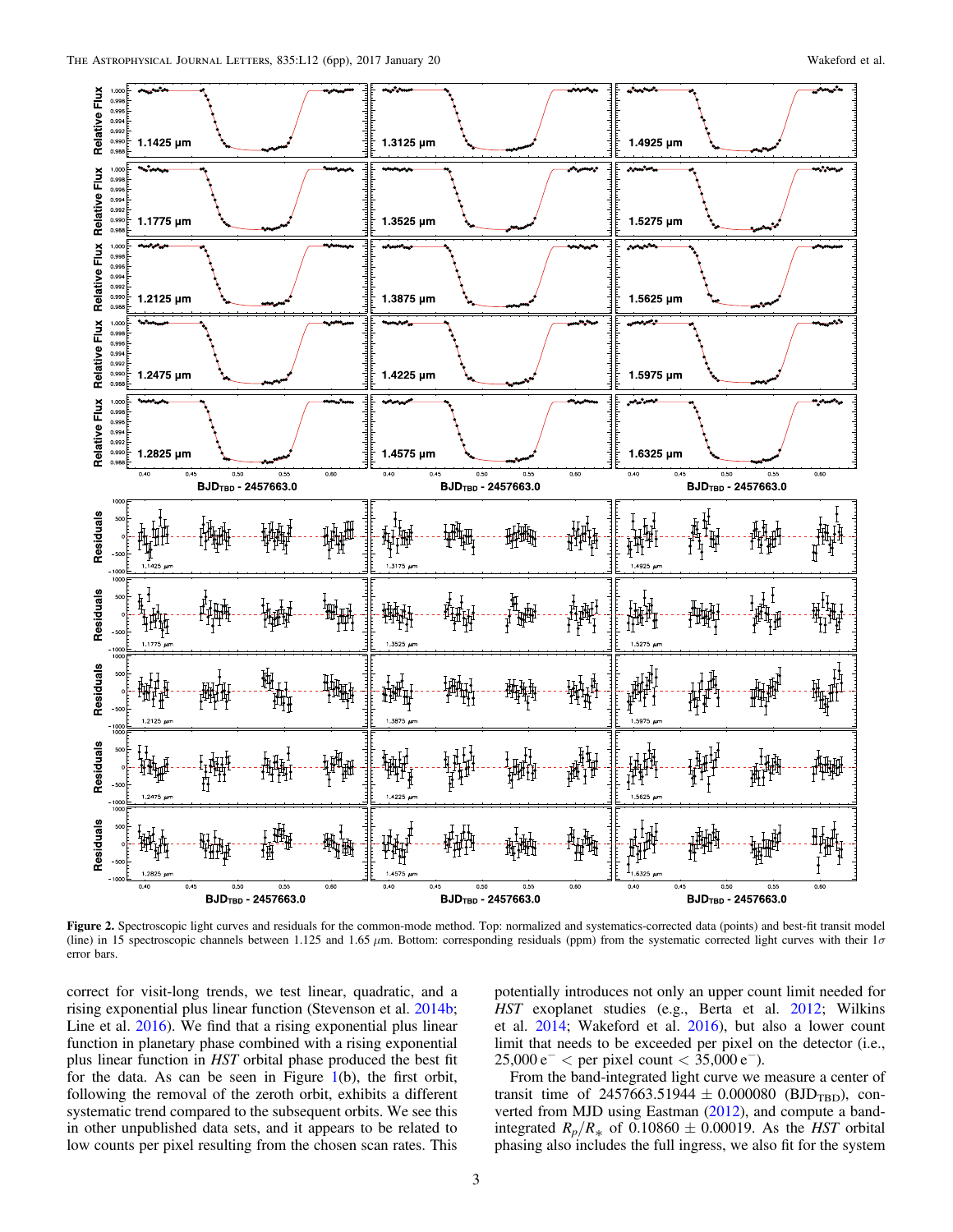**Figure 2.** Spectroscopic light curves and residuals for the common-mode method. Top: normalized and systematics-corrected data (points) and best-fit transit model (line) in 15 spectroscopic channels between 1.125 and 1.65 $\mu$m. Bottom: corresponding residuals (ppm) from the systematic corrected light curves with their $1\sigma$ error bars.

correct for visit-long trends, we test linear, quadratic, and a rising exponential plus linear function (Stevenson et al. 2014b; Line et al. 2016). We find that a rising exponential plus linear function in planetary phase combined with a rising exponential plus linear function in *HST* orbital phase produced the best fit for the data. As can be seen in Figure 1(b), the first orbit, following the removal of the zeroth orbit, exhibits a different systematic trend compared to the subsequent orbits. We see this in other unpublished data sets, and it appears to be related to low counts per pixel resulting from the chosen scan rates. This potentially introduces not only an upper count limit needed for *HST* exoplanet studies (e.g., Berta et al. 2012; Wilkins et al. 2014; Wakeford et al. 2016), but also a lower count limit that needs to be exceeded per pixel on the detector (i.e., $25{,}000\,e^- <$ per pixel count $< 35{,}000\,e^-$).

From the band-integrated light curve we measure a center of transit time of $2457663.51944 \pm 0.000080$ ($BJD_{TBD}$), converted from MJD using Eastman (2012), and compute a band-integrated $R_p/R_*$ of $0.10860 \pm 0.00019$. As the *HST* orbital phasing also includes the full ingress, we also fit for the system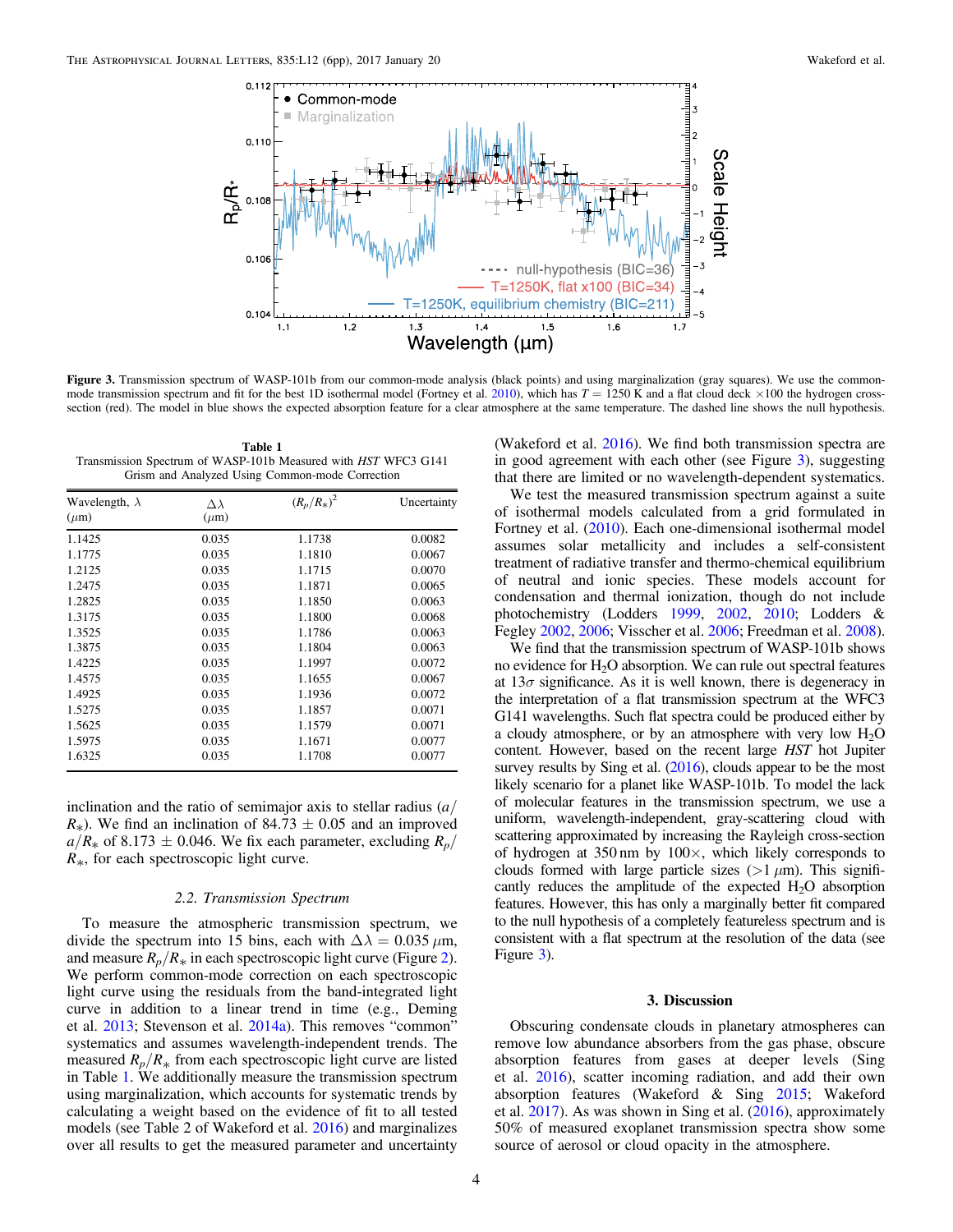**Figure 3.** Transmission spectrum of WASP-101b from our common-mode analysis (black points) and using marginalization (gray squares). We use the common-mode transmission spectrum and fit for the best 1D isothermal model (Fortney et al. 2010), which has $T = 1250$ K and a flat cloud deck $\times 100$ the hydrogen cross-section (red). The model in blue shows the expected absorption feature for a clear atmosphere at the same temperature. The dashed line shows the null hypothesis.

**Table 1**
Transmission Spectrum of WASP-101b Measured with *HST* WFC3 G141 Grism and Analyzed Using Common-mode Correction

| Wavelength, $\lambda$ ($\mu$m) | $\Delta\lambda$ ($\mu$m) | $(R_p/R_*)^2$ | Uncertainty |
|---|---|---|---|
| 1.1425 | 0.035 | 1.1738 | 0.0082 |
| 1.1775 | 0.035 | 1.1810 | 0.0067 |
| 1.2125 | 0.035 | 1.1715 | 0.0070 |
| 1.2475 | 0.035 | 1.1871 | 0.0065 |
| 1.2825 | 0.035 | 1.1850 | 0.0063 |
| 1.3175 | 0.035 | 1.1800 | 0.0068 |
| 1.3525 | 0.035 | 1.1786 | 0.0063 |
| 1.3875 | 0.035 | 1.1804 | 0.0063 |
| 1.4225 | 0.035 | 1.1997 | 0.0072 |
| 1.4575 | 0.035 | 1.1655 | 0.0067 |
| 1.4925 | 0.035 | 1.1936 | 0.0072 |
| 1.5275 | 0.035 | 1.1857 | 0.0071 |
| 1.5625 | 0.035 | 1.1579 | 0.0071 |
| 1.5975 | 0.035 | 1.1671 | 0.0077 |
| 1.6325 | 0.035 | 1.1708 | 0.0077 |

inclination and the ratio of semimajor axis to stellar radius ($a/R_*$). We find an inclination of $84.73 \pm 0.05$ and an improved $a/R_*$ of $8.173 \pm 0.046$. We fix each parameter, excluding $R_p/R_*$, for each spectroscopic light curve.

### 2.2. Transmission Spectrum

To measure the atmospheric transmission spectrum, we divide the spectrum into 15 bins, each with $\Delta\lambda = 0.035$ $\mu$m, and measure $R_p/R_*$ in each spectroscopic light curve (Figure 2). We perform common-mode correction on each spectroscopic light curve using the residuals from the band-integrated light curve in addition to a linear trend in time (e.g., Deming et al. 2013; Stevenson et al. 2014a). This removes "common" systematics and assumes wavelength-independent trends. The measured $R_p/R_*$ from each spectroscopic light curve are listed in Table 1. We additionally measure the transmission spectrum using marginalization, which accounts for systematic trends by calculating a weight based on the evidence of fit to all tested models (see Table 2 of Wakeford et al. 2016) and marginalizes over all results to get the measured parameter and uncertainty (Wakeford et al. 2016). We find both transmission spectra are in good agreement with each other (see Figure 3), suggesting that there are limited or no wavelength-dependent systematics.

We test the measured transmission spectrum against a suite of isothermal models calculated from a grid formulated in Fortney et al. (2010). Each one-dimensional isothermal model assumes solar metallicity and includes a self-consistent treatment of radiative transfer and thermo-chemical equilibrium of neutral and ionic species. These models account for condensation and thermal ionization, though do not include photochemistry (Lodders 1999, 2002, 2010; Lodders & Fegley 2002, 2006; Visscher et al. 2006; Freedman et al. 2008).

We find that the transmission spectrum of WASP-101b shows no evidence for $H_2O$ absorption. We can rule out spectral features at $13\sigma$ significance. As it is well known, there is degeneracy in the interpretation of a flat transmission spectrum at the WFC3 G141 wavelengths. Such flat spectra could be produced either by a cloudy atmosphere, or by an atmosphere with very low $H_2O$ content. However, based on the recent large *HST* hot Jupiter survey results by Sing et al. (2016), clouds appear to be the most likely scenario for a planet like WASP-101b. To model the lack of molecular features in the transmission spectrum, we use a uniform, wavelength-independent, gray-scattering cloud with scattering approximated by increasing the Rayleigh cross-section of hydrogen at 350 nm by $100\times$, which likely corresponds to clouds formed with large particle sizes ($>1$ $\mu$m). This significantly reduces the amplitude of the expected $H_2O$ absorption features. However, this has only a marginally better fit compared to the null hypothesis of a completely featureless spectrum and is consistent with a flat spectrum at the resolution of the data (see Figure 3).

## 3. Discussion

Obscuring condensate clouds in planetary atmospheres can remove low abundance absorbers from the gas phase, obscure absorption features from gases at deeper levels (Sing et al. 2016), scatter incoming radiation, and add their own absorption features (Wakeford & Sing 2015; Wakeford et al. 2017). As was shown in Sing et al. (2016), approximately 50% of measured exoplanet transmission spectra show some source of aerosol or cloud opacity in the atmosphere.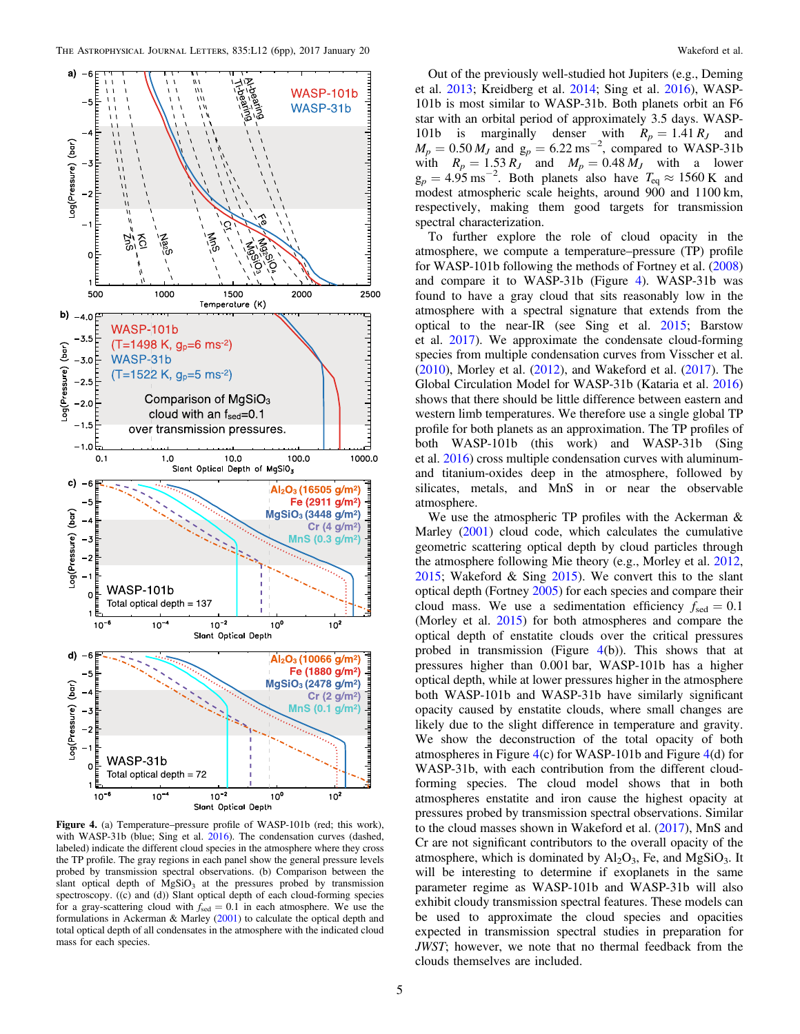**Figure 4.** (a) Temperature–pressure profile of WASP-101b (red; this work), with WASP-31b (blue; Sing et al. 2016). The condensation curves (dashed, labeled) indicate the different cloud species in the atmosphere where they cross the TP profile. The gray regions in each panel show the general pressure levels probed by transmission spectral observations. (b) Comparison between the slant optical depth of $MgSiO_3$ at the pressures probed by transmission spectroscopy. ((c) and (d)) Slant optical depth of each cloud-forming species for a gray-scattering cloud with $f_{sed} = 0.1$ in each atmosphere. We use the formulations in Ackerman & Marley (2001) to calculate the optical depth and total optical depth of all condensates in the atmosphere with the indicated cloud mass for each species.

Out of the previously well-studied hot Jupiters (e.g., Deming et al. 2013; Kreidberg et al. 2014; Sing et al. 2016), WASP-101b is most similar to WASP-31b. Both planets orbit an F6 star with an orbital period of approximately 3.5 days. WASP-101b is marginally denser with $R_p = 1.41\,R_J$ and $M_p = 0.50\,M_J$ and $g_p = 6.22\,\mathrm{m\,s^{-2}}$, compared to WASP-31b with $R_p = 1.53\,R_J$ and $M_p = 0.48\,M_J$ with a lower $g_p = 4.95\,\mathrm{m\,s^{-2}}$. Both planets also have $T_{eq} \approx 1560$ K and modest atmospheric scale heights, around 900 and 1100 km, respectively, making them good targets for transmission spectral characterization.

To further explore the role of cloud opacity in the atmosphere, we compute a temperature–pressure (TP) profile for WASP-101b following the methods of Fortney et al. (2008) and compare it to WASP-31b (Figure 4). WASP-31b was found to have a gray cloud that sits reasonably low in the atmosphere with a spectral signature that extends from the optical to the near-IR (see Sing et al. 2015; Barstow et al. 2017). We approximate the condensate cloud-forming species from multiple condensation curves from Visscher et al. (2010), Morley et al. (2012), and Wakeford et al. (2017). The Global Circulation Model for WASP-31b (Kataria et al. 2016) shows that there should be little difference between eastern and western limb temperatures. We therefore use a single global TP profile for both planets as an approximation. The TP profiles of both WASP-101b (this work) and WASP-31b (Sing et al. 2016) cross multiple condensation curves with aluminum- and titanium-oxides deep in the atmosphere, followed by silicates, metals, and MnS in or near the observable atmosphere.

We use the atmospheric TP profiles with the Ackerman & Marley (2001) cloud code, which calculates the cumulative geometric scattering optical depth by cloud particles through the atmosphere following Mie theory (e.g., Morley et al. 2012, 2015; Wakeford & Sing 2015). We convert this to the slant optical depth (Fortney 2005) for each species and compare their cloud mass. We use a sedimentation efficiency $f_{sed} = 0.1$ (Morley et al. 2015) for both atmospheres and compare the optical depth of enstatite clouds over the critical pressures probed in transmission (Figure 4(b)). This shows that at pressures higher than 0.001 bar, WASP-101b has a higher optical depth, while at lower pressures higher in the atmosphere both WASP-101b and WASP-31b have similarly significant opacity caused by enstatite clouds, where small changes are likely due to the slight difference in temperature and gravity. We show the deconstruction of the total opacity of both atmospheres in Figure 4(c) for WASP-101b and Figure 4(d) for WASP-31b, with each contribution from the different cloud-forming species. The cloud model shows that in both atmospheres enstatite and iron cause the highest opacity at pressures probed by transmission spectral observations. Similar to the cloud masses shown in Wakeford et al. (2017), MnS and Cr are not significant contributors to the overall opacity of the atmosphere, which is dominated by $Al_2O_3$, Fe, and $MgSiO_3$. It will be interesting to determine if exoplanets in the same parameter regime as WASP-101b and WASP-31b will also exhibit cloudy transmission spectral features. These models can be used to approximate the cloud species and opacities expected in transmission spectral studies in preparation for *JWST*; however, we note that no thermal feedback from the clouds themselves are included.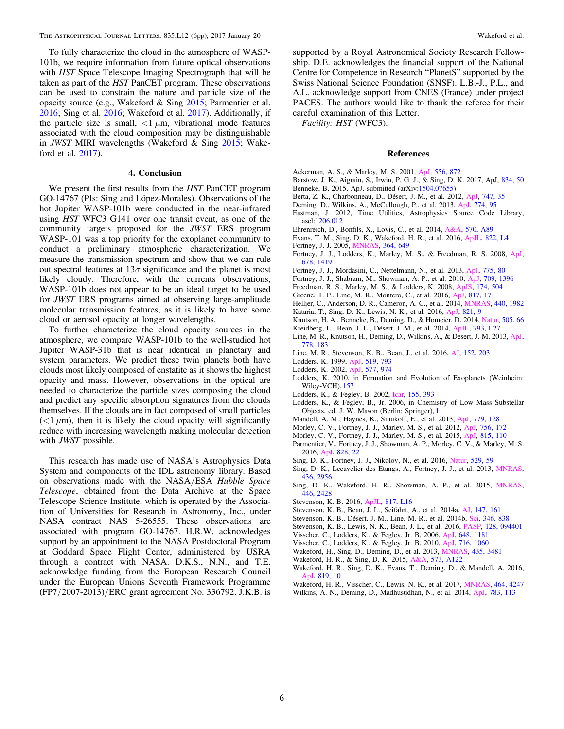To fully characterize the cloud in the atmosphere of WASP-101b, we require information from future optical observations with *HST* Space Telescope Imaging Spectrograph that will be taken as part of the *HST* PanCET program. These observations can be used to constrain the nature and particle size of the opacity source (e.g., Wakeford & Sing 2015; Parmentier et al. 2016; Sing et al. 2016; Wakeford et al. 2017). Additionally, if the particle size is small, $<1\ \mu$m, vibrational mode features associated with the cloud composition may be distinguishable in *JWST* MIRI wavelengths (Wakeford & Sing 2015; Wakeford et al. 2017).

## 4. Conclusion

We present the first results from the *HST* PanCET program GO-14767 (PIs: Sing and López-Morales). Observations of the hot Jupiter WASP-101b were conducted in the near-infrared using *HST* WFC3 G141 over one transit event, as one of the community targets proposed for the *JWST* ERS program WASP-101 was a top priority for the exoplanet community to conduct a preliminary atmospheric characterization. We measure the transmission spectrum and show that we can rule out spectral features at $13\sigma$ significance and the planet is most likely cloudy. Therefore, with the currents observations, WASP-101b does not appear to be an ideal target to be used for *JWST* ERS programs aimed at observing large-amplitude molecular transmission features, as it is likely to have some cloud or aerosol opacity at longer wavelengths.

To further characterize the cloud opacity sources in the atmosphere, we compare WASP-101b to the well-studied hot Jupiter WASP-31b that is near identical in planetary and system parameters. We predict these twin planets both have clouds most likely composed of enstatite as it shows the highest opacity and mass. However, observations in the optical are needed to characterize the particle sizes composing the cloud and predict any specific absorption signatures from the clouds themselves. If the clouds are in fact composed of small particles ($<1\ \mu$m), then it is likely the cloud opacity will significantly reduce with increasing wavelength making molecular detection with *JWST* possible.

This research has made use of NASA's Astrophysics Data System and components of the IDL astronomy library. Based on observations made with the NASA/ESA *Hubble Space Telescope*, obtained from the Data Archive at the Space Telescope Science Institute, which is operated by the Association of Universities for Research in Astronomy, Inc., under NASA contract NAS 5-26555. These observations are associated with program GO-14767. H.R.W. acknowledges support by an appointment to the NASA Postdoctoral Program at Goddard Space Flight Center, administered by USRA through a contract with NASA. D.K.S., N.N., and T.E. acknowledge funding from the European Research Council under the European Unions Seventh Framework Programme (FP7/2007-2013)/ERC grant agreement No. 336792. J.K.B. is supported by a Royal Astronomical Society Research Fellowship. D.E. acknowledges the financial support of the National Centre for Competence in Research "PlanetS" supported by the Swiss National Science Foundation (SNSF). L.B.-J., P.L., and A.L. acknowledge support from CNES (France) under project PACES. The authors would like to thank the referee for their careful examination of this Letter.

*Facility: HST* (WFC3).

## References

Ackerman, A. S., & Marley, M. S. 2001, ApJ, 556, 872
Barstow, J. K., Aigrain, S., Irwin, P. G. J., & Sing, D. K. 2017, ApJ, 834, 50
Benneke, B. 2015, ApJ, submitted (arXiv:1504.07655)
Berta, Z. K., Charbonneau, D., Désert, J.-M., et al. 2012, ApJ, 747, 35
Deming, D., Wilkins, A., McCullough, P., et al. 2013, ApJ, 774, 95
Eastman, J. 2012, Time Utilities, Astrophysics Source Code Library, ascl:1206.012
Ehrenreich, D., Bonfils, X., Lovis, C., et al. 2014, A&A, 570, A89
Evans, T. M., Sing, D. K., Wakeford, H. R., et al. 2016, ApJL, 822, L4
Fortney, J. J. 2005, MNRAS, 364, 649
Fortney, J. J., Lodders, K., Marley, M. S., & Freedman, R. S. 2008, ApJ, 678, 1419
Fortney, J. J., Mordasini, C., Nettelmann, N., et al. 2013, ApJ, 775, 80
Fortney, J. J., Shabram, M., Showman, A. P., et al. 2010, ApJ, 709, 1396
Freedman, R. S., Marley, M. S., & Lodders, K. 2008, ApJS, 174, 504
Greene, T. P., Line, M. R., Montero, C., et al. 2016, ApJ, 817, 17
Hellier, C., Anderson, D. R., Cameron, A. C., et al. 2014, MNRAS, 440, 1982
Kataria, T., Sing, D. K., Lewis, N. K., et al. 2016, ApJ, 821, 9
Knutson, H. A., Benneke, B., Deming, D., & Homeier, D. 2014, Natur, 505, 66
Kreidberg, L., Bean, J. L., Désert, J.-M., et al. 2014, ApJL, 793, L27
Line, M. R., Knutson, H., Deming, D., Wilkins, A., & Desert, J.-M. 2013, ApJ, 778, 183
Line, M. R., Stevenson, K. B., Bean, J., et al. 2016, AJ, 152, 203
Lodders, K. 1999, ApJ, 519, 793
Lodders, K. 2002, ApJ, 577, 974
Lodders, K. 2010, in Formation and Evolution of Exoplanets (Weinheim: Wiley-VCH), 157
Lodders, K., & Fegley, B. 2002, Icar, 155, 393
Lodders, K., & Fegley, B., Jr. 2006, in Chemistry of Low Mass Substellar Objects, ed. J. W. Mason (Berlin: Springer), 1
Mandell, A. M., Haynes, K., Sinukoff, E., et al. 2013, ApJ, 779, 128
Morley, C. V., Fortney, J. J., Marley, M. S., et al. 2012, ApJ, 756, 172
Morley, C. V., Fortney, J. J., Marley, M. S., et al. 2015, ApJ, 815, 110
Parmentier, V., Fortney, J. J., Showman, A. P., Morley, C. V., & Marley, M. S. 2016, ApJ, 828, 22
Sing, D. K., Fortney, J. J., Nikolov, N., et al. 2016, Natur, 529, 59
Sing, D. K., Lecavelier des Etangs, A., Fortney, J. J., et al. 2013, MNRAS, 436, 2956
Sing, D. K., Wakeford, H. R., Showman, A. P., et al. 2015, MNRAS, 446, 2428
Stevenson, K. B. 2016, ApJL, 817, L16
Stevenson, K. B., Bean, J. L., Seifahrt, A., et al. 2014a, AJ, 147, 161
Stevenson, K. B., Désert, J.-M., Line, M. R., et al. 2014b, Sci, 346, 838
Stevenson, K. B., Lewis, N. K., Bean, J. L., et al. 2016, PASP, 128, 094401
Visscher, C., Lodders, K., & Fegley, Jr. B. 2006, ApJ, 648, 1181
Visscher, C., Lodders, K., & Fegley, Jr. B. 2010, ApJ, 716, 1060
Wakeford, H., Sing, D., Deming, D., et al. 2013, MNRAS, 435, 3481
Wakeford, H. R., & Sing, D. K. 2015, A&A, 573, A122
Wakeford, H. R., Sing, D. K., Evans, T., Deming, D., & Mandell, A. 2016, ApJ, 819, 10
Wakeford, H. R., Visscher, C., Lewis, N. K., et al. 2017, MNRAS, 464, 4247
Wilkins, A. N., Deming, D., Madhusudhan, N., et al. 2014, ApJ, 783, 113